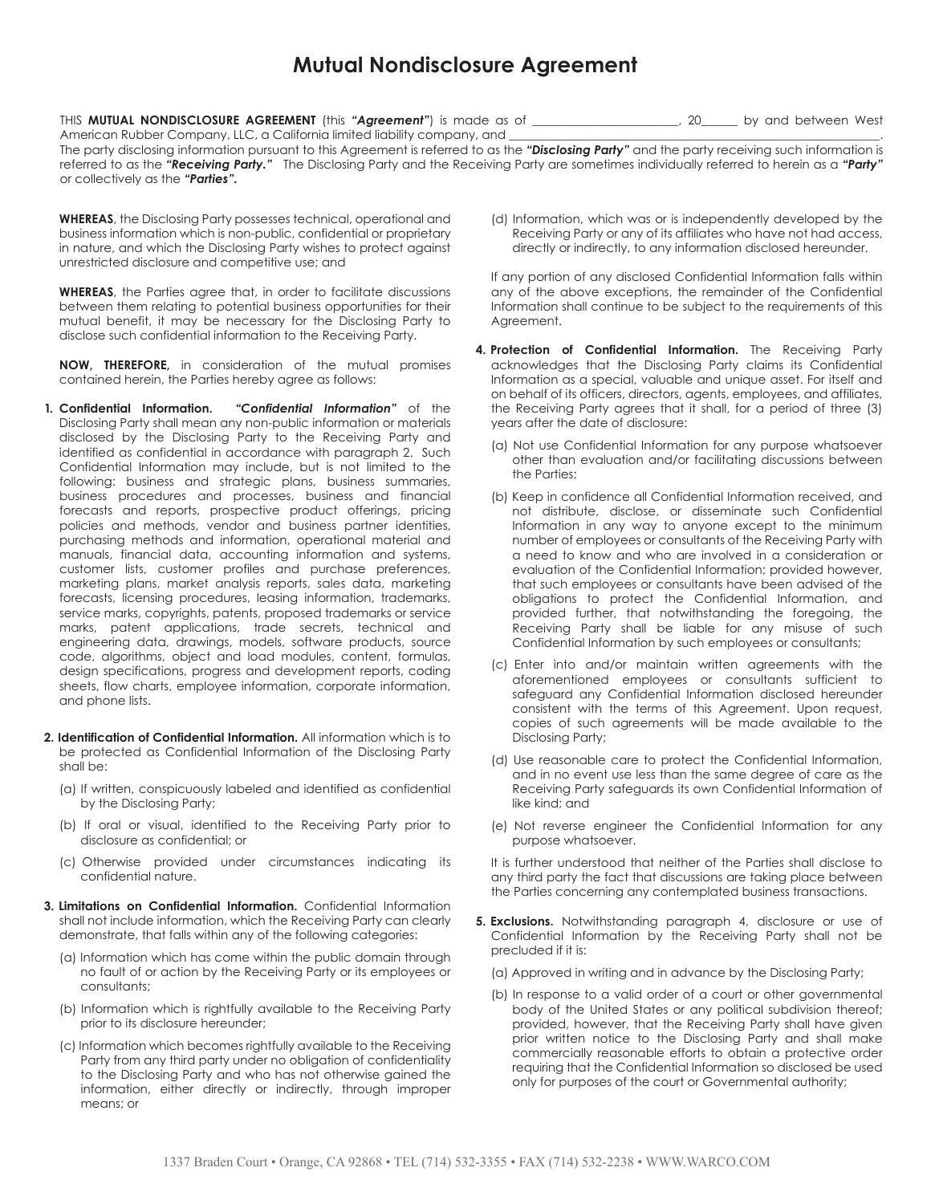# Mutual Nondisclosure Agreement

THIS **MUTUAL NONDISCLOSURE AGREEMENT** (this ***"Agreement"***) is made as of ________________________, 20______ by and between West American Rubber Company, LLC, a California limited liability company, and ________________________________________________________________.
The party disclosing information pursuant to this Agreement is referred to as the ***"Disclosing Party"*** and the party receiving such information is referred to as the ***"Receiving Party."*** The Disclosing Party and the Receiving Party are sometimes individually referred to herein as a ***"Party"*** or collectively as the ***"Parties".***

**WHEREAS**, the Disclosing Party possesses technical, operational and business information which is non-public, confidential or proprietary in nature, and which the Disclosing Party wishes to protect against unrestricted disclosure and competitive use; and

**WHEREAS**, the Parties agree that, in order to facilitate discussions between them relating to potential business opportunities for their mutual benefit, it may be necessary for the Disclosing Party to disclose such confidential information to the Receiving Party.

**NOW, THEREFORE,** in consideration of the mutual promises contained herein, the Parties hereby agree as follows:

1. **Confidential Information.** ***"Confidential Information"*** of the Disclosing Party shall mean any non-public information or materials disclosed by the Disclosing Party to the Receiving Party and identified as confidential in accordance with paragraph 2. Such Confidential Information may include, but is not limited to the following: business and strategic plans, business summaries, business procedures and processes, business and financial forecasts and reports, prospective product offerings, pricing policies and methods, vendor and business partner identities, purchasing methods and information, operational material and manuals, financial data, accounting information and systems, customer lists, customer profiles and purchase preferences, marketing plans, market analysis reports, sales data, marketing forecasts, licensing procedures, leasing information, trademarks, service marks, copyrights, patents, proposed trademarks or service marks, patent applications, trade secrets, technical and engineering data, drawings, models, software products, source code, algorithms, object and load modules, content, formulas, design specifications, progress and development reports, coding sheets, flow charts, employee information, corporate information, and phone lists.

2. **Identification of Confidential Information.** All information which is to be protected as Confidential Information of the Disclosing Party shall be:

   (a) If written, conspicuously labeled and identified as confidential by the Disclosing Party;

   (b) If oral or visual, identified to the Receiving Party prior to disclosure as confidential; or

   (c) Otherwise provided under circumstances indicating its confidential nature.

3. **Limitations on Confidential Information.** Confidential Information shall not include information, which the Receiving Party can clearly demonstrate, that falls within any of the following categories:

   (a) Information which has come within the public domain through no fault of or action by the Receiving Party or its employees or consultants;

   (b) Information which is rightfully available to the Receiving Party prior to its disclosure hereunder;

   (c) Information which becomes rightfully available to the Receiving Party from any third party under no obligation of confidentiality to the Disclosing Party and who has not otherwise gained the information, either directly or indirectly, through improper means; or

   (d) Information, which was or is independently developed by the Receiving Party or any of its affiliates who have not had access, directly or indirectly, to any information disclosed hereunder.

   If any portion of any disclosed Confidential Information falls within any of the above exceptions, the remainder of the Confidential Information shall continue to be subject to the requirements of this Agreement.

4. **Protection of Confidential Information.** The Receiving Party acknowledges that the Disclosing Party claims its Confidential Information as a special, valuable and unique asset. For itself and on behalf of its officers, directors, agents, employees, and affiliates, the Receiving Party agrees that it shall, for a period of three (3) years after the date of disclosure:

   (a) Not use Confidential Information for any purpose whatsoever other than evaluation and/or facilitating discussions between the Parties;

   (b) Keep in confidence all Confidential Information received, and not distribute, disclose, or disseminate such Confidential Information in any way to anyone except to the minimum number of employees or consultants of the Receiving Party with a need to know and who are involved in a consideration or evaluation of the Confidential Information; provided however, that such employees or consultants have been advised of the obligations to protect the Confidential Information, and provided further, that notwithstanding the foregoing, the Receiving Party shall be liable for any misuse of such Confidential Information by such employees or consultants;

   (c) Enter into and/or maintain written agreements with the aforementioned employees or consultants sufficient to safeguard any Confidential Information disclosed hereunder consistent with the terms of this Agreement. Upon request, copies of such agreements will be made available to the Disclosing Party;

   (d) Use reasonable care to protect the Confidential Information, and in no event use less than the same degree of care as the Receiving Party safeguards its own Confidential Information of like kind; and

   (e) Not reverse engineer the Confidential Information for any purpose whatsoever.

   It is further understood that neither of the Parties shall disclose to any third party the fact that discussions are taking place between the Parties concerning any contemplated business transactions.

5. **Exclusions.** Notwithstanding paragraph 4, disclosure or use of Confidential Information by the Receiving Party shall not be precluded if it is:

   (a) Approved in writing and in advance by the Disclosing Party;

   (b) In response to a valid order of a court or other governmental body of the United States or any political subdivision thereof; provided, however, that the Receiving Party shall have given prior written notice to the Disclosing Party and shall make commercially reasonable efforts to obtain a protective order requiring that the Confidential Information so disclosed be used only for purposes of the court or Governmental authority;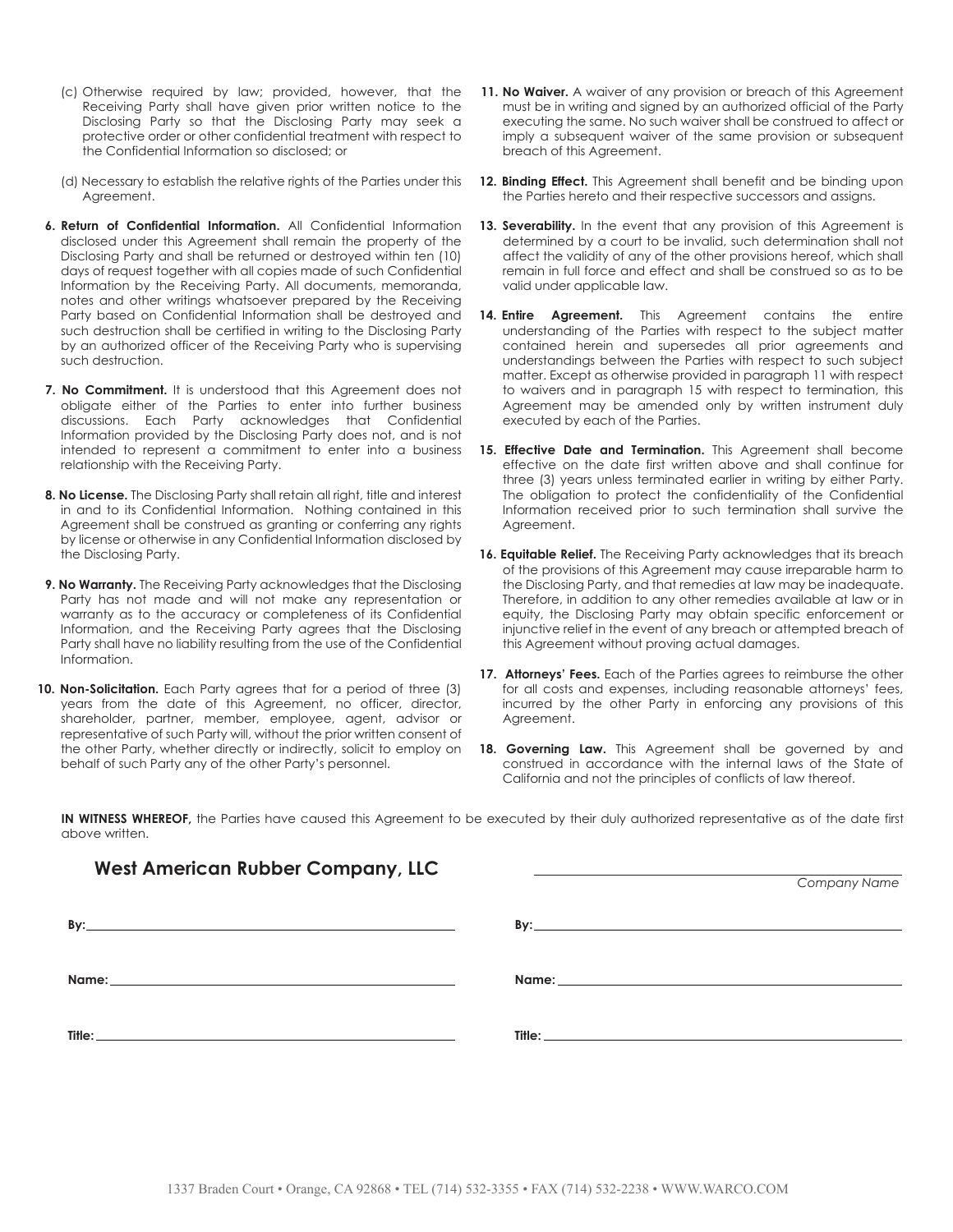(c) Otherwise required by law; provided, however, that the Receiving Party shall have given prior written notice to the Disclosing Party so that the Disclosing Party may seek a protective order or other confidential treatment with respect to the Confidential Information so disclosed; or

(d) Necessary to establish the relative rights of the Parties under this Agreement.

6. **Return of Confidential Information.** All Confidential Information disclosed under this Agreement shall remain the property of the Disclosing Party and shall be returned or destroyed within ten (10) days of request together with all copies made of such Confidential Information by the Receiving Party. All documents, memoranda, notes and other writings whatsoever prepared by the Receiving Party based on Confidential Information shall be destroyed and such destruction shall be certified in writing to the Disclosing Party by an authorized officer of the Receiving Party who is supervising such destruction.

7. **No Commitment.** It is understood that this Agreement does not obligate either of the Parties to enter into further business discussions. Each Party acknowledges that Confidential Information provided by the Disclosing Party does not, and is not intended to represent a commitment to enter into a business relationship with the Receiving Party.

8. **No License.** The Disclosing Party shall retain all right, title and interest in and to its Confidential Information. Nothing contained in this Agreement shall be construed as granting or conferring any rights by license or otherwise in any Confidential Information disclosed by the Disclosing Party.

9. **No Warranty.** The Receiving Party acknowledges that the Disclosing Party has not made and will not make any representation or warranty as to the accuracy or completeness of its Confidential Information, and the Receiving Party agrees that the Disclosing Party shall have no liability resulting from the use of the Confidential Information.

10. **Non-Solicitation.** Each Party agrees that for a period of three (3) years from the date of this Agreement, no officer, director, shareholder, partner, member, employee, agent, advisor or representative of such Party will, without the prior written consent of the other Party, whether directly or indirectly, solicit to employ on behalf of such Party any of the other Party's personnel.

11. **No Waiver.** A waiver of any provision or breach of this Agreement must be in writing and signed by an authorized official of the Party executing the same. No such waiver shall be construed to affect or imply a subsequent waiver of the same provision or subsequent breach of this Agreement.

12. **Binding Effect.** This Agreement shall benefit and be binding upon the Parties hereto and their respective successors and assigns.

13. **Severability.** In the event that any provision of this Agreement is determined by a court to be invalid, such determination shall not affect the validity of any of the other provisions hereof, which shall remain in full force and effect and shall be construed so as to be valid under applicable law.

14. **Entire Agreement.** This Agreement contains the entire understanding of the Parties with respect to the subject matter contained herein and supersedes all prior agreements and understandings between the Parties with respect to such subject matter. Except as otherwise provided in paragraph 11 with respect to waivers and in paragraph 15 with respect to termination, this Agreement may be amended only by written instrument duly executed by each of the Parties.

15. **Effective Date and Termination.** This Agreement shall become effective on the date first written above and shall continue for three (3) years unless terminated earlier in writing by either Party. The obligation to protect the confidentiality of the Confidential Information received prior to such termination shall survive the Agreement.

16. **Equitable Relief.** The Receiving Party acknowledges that its breach of the provisions of this Agreement may cause irreparable harm to the Disclosing Party, and that remedies at law may be inadequate. Therefore, in addition to any other remedies available at law or in equity, the Disclosing Party may obtain specific enforcement or injunctive relief in the event of any breach or attempted breach of this Agreement without proving actual damages.

17. **Attorneys' Fees.** Each of the Parties agrees to reimburse the other for all costs and expenses, including reasonable attorneys' fees, incurred by the other Party in enforcing any provisions of this Agreement.

18. **Governing Law.** This Agreement shall be governed by and construed in accordance with the internal laws of the State of California and not the principles of conflicts of law thereof.

**IN WITNESS WHEREOF,** the Parties have caused this Agreement to be executed by their duly authorized representative as of the date first above written.

**West American Rubber Company, LLC**

**By:** ______________________________

**Name:** ______________________________

**Title:** ______________________________

______________________________
*Company Name*

**By:** ______________________________

**Name:** ______________________________

**Title:** ______________________________

1337 Braden Court • Orange, CA 92868 • TEL (714) 532-3355 • FAX (714) 532-2238 • WWW.WARCO.COM